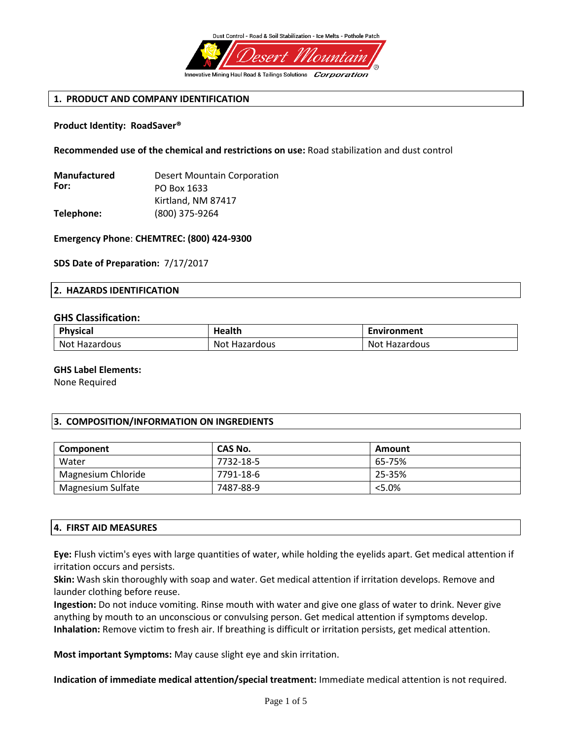Dust Control - Road & Soil Stabilization - Ice Melts - Pothole Patch

Desert Mountain Corporation

Innovative Mining Haul Road & Tailings Solutions

## 1. PRODUCT AND COMPANY IDENTIFICATION

**Product Identity: RoadSaver®**

**Recommended use of the chemical and restrictions on use:** Road stabilization and dust control

**Manufactured For:** Desert Mountain Corporation
PO Box 1633
Kirtland, NM 87417

**Telephone:** (800) 375-9264

**Emergency Phone**: **CHEMTREC: (800) 424-9300**

**SDS Date of Preparation:** 7/17/2017

## 2. HAZARDS IDENTIFICATION

### GHS Classification:

| Physical | Health | Environment |
|---|---|---|
| Not Hazardous | Not Hazardous | Not Hazardous |

**GHS Label Elements:**
None Required

## 3. COMPOSITION/INFORMATION ON INGREDIENTS

| Component | CAS No. | Amount |
|---|---|---|
| Water | 7732-18-5 | 65-75% |
| Magnesium Chloride | 7791-18-6 | 25-35% |
| Magnesium Sulfate | 7487-88-9 | <5.0% |

## 4. FIRST AID MEASURES

**Eye:** Flush victim's eyes with large quantities of water, while holding the eyelids apart. Get medical attention if irritation occurs and persists.
**Skin:** Wash skin thoroughly with soap and water. Get medical attention if irritation develops. Remove and launder clothing before reuse.
**Ingestion:** Do not induce vomiting. Rinse mouth with water and give one glass of water to drink. Never give anything by mouth to an unconscious or convulsing person. Get medical attention if symptoms develop.
**Inhalation:** Remove victim to fresh air. If breathing is difficult or irritation persists, get medical attention.

**Most important Symptoms:** May cause slight eye and skin irritation.

**Indication of immediate medical attention/special treatment:** Immediate medical attention is not required.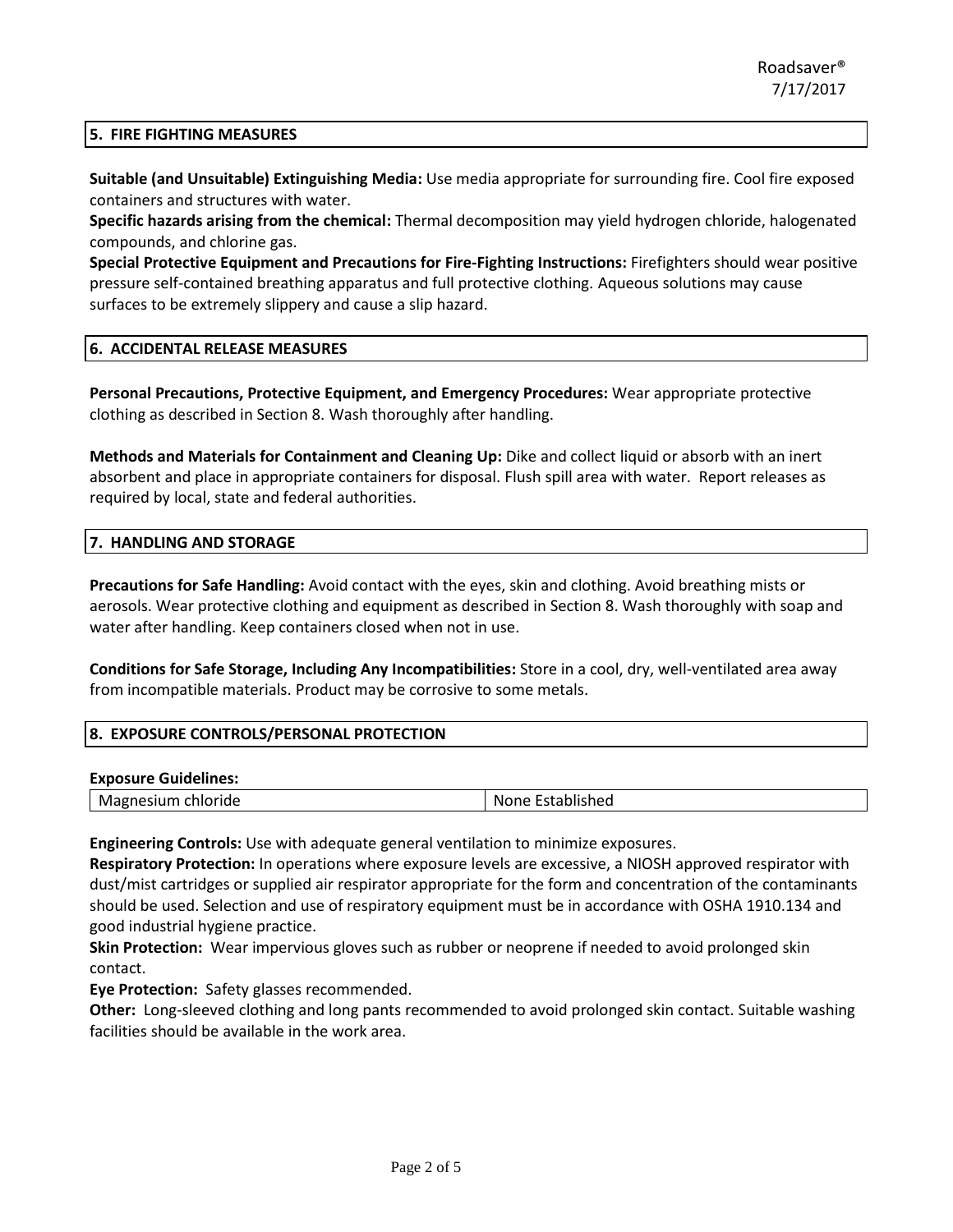## 5. FIRE FIGHTING MEASURES

**Suitable (and Unsuitable) Extinguishing Media:** Use media appropriate for surrounding fire. Cool fire exposed containers and structures with water.

**Specific hazards arising from the chemical:** Thermal decomposition may yield hydrogen chloride, halogenated compounds, and chlorine gas.

**Special Protective Equipment and Precautions for Fire-Fighting Instructions:** Firefighters should wear positive pressure self-contained breathing apparatus and full protective clothing. Aqueous solutions may cause surfaces to be extremely slippery and cause a slip hazard.

## 6. ACCIDENTAL RELEASE MEASURES

**Personal Precautions, Protective Equipment, and Emergency Procedures:** Wear appropriate protective clothing as described in Section 8. Wash thoroughly after handling.

**Methods and Materials for Containment and Cleaning Up:** Dike and collect liquid or absorb with an inert absorbent and place in appropriate containers for disposal. Flush spill area with water. Report releases as required by local, state and federal authorities.

## 7. HANDLING AND STORAGE

**Precautions for Safe Handling:** Avoid contact with the eyes, skin and clothing. Avoid breathing mists or aerosols. Wear protective clothing and equipment as described in Section 8. Wash thoroughly with soap and water after handling. Keep containers closed when not in use.

**Conditions for Safe Storage, Including Any Incompatibilities:** Store in a cool, dry, well-ventilated area away from incompatible materials. Product may be corrosive to some metals.

## 8. EXPOSURE CONTROLS/PERSONAL PROTECTION

**Exposure Guidelines:**

| Magnesium chloride | None Established |
|---|---|

**Engineering Controls:** Use with adequate general ventilation to minimize exposures.

**Respiratory Protection:** In operations where exposure levels are excessive, a NIOSH approved respirator with dust/mist cartridges or supplied air respirator appropriate for the form and concentration of the contaminants should be used. Selection and use of respiratory equipment must be in accordance with OSHA 1910.134 and good industrial hygiene practice.

**Skin Protection:** Wear impervious gloves such as rubber or neoprene if needed to avoid prolonged skin contact.

**Eye Protection:** Safety glasses recommended.

**Other:** Long-sleeved clothing and long pants recommended to avoid prolonged skin contact. Suitable washing facilities should be available in the work area.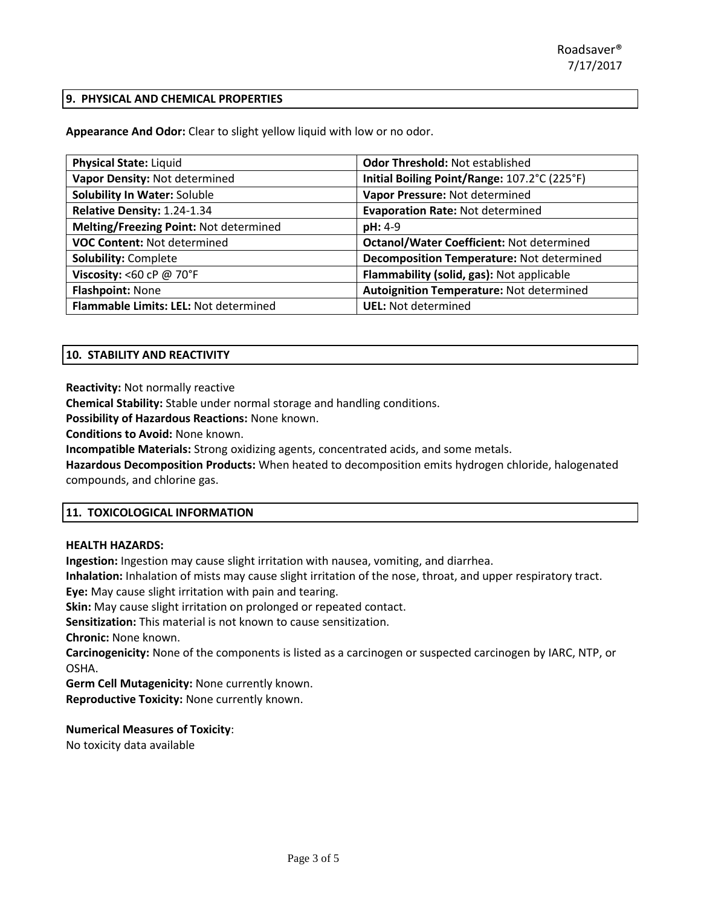## 9. PHYSICAL AND CHEMICAL PROPERTIES

**Appearance And Odor:** Clear to slight yellow liquid with low or no odor.

| | |
|---|---|
| **Physical State:** Liquid | **Odor Threshold:** Not established |
| **Vapor Density:** Not determined | **Initial Boiling Point/Range:** 107.2°C (225°F) |
| **Solubility In Water:** Soluble | **Vapor Pressure:** Not determined |
| **Relative Density:** 1.24-1.34 | **Evaporation Rate:** Not determined |
| **Melting/Freezing Point:** Not determined | **pH:** 4-9 |
| **VOC Content:** Not determined | **Octanol/Water Coefficient:** Not determined |
| **Solubility:** Complete | **Decomposition Temperature:** Not determined |
| **Viscosity:** <60 cP @ 70°F | **Flammability (solid, gas):** Not applicable |
| **Flashpoint:** None | **Autoignition Temperature:** Not determined |
| **Flammable Limits: LEL:** Not determined | **UEL:** Not determined |

## 10. STABILITY AND REACTIVITY

**Reactivity:** Not normally reactive

**Chemical Stability:** Stable under normal storage and handling conditions.

**Possibility of Hazardous Reactions:** None known.

**Conditions to Avoid:** None known.

**Incompatible Materials:** Strong oxidizing agents, concentrated acids, and some metals.

**Hazardous Decomposition Products:** When heated to decomposition emits hydrogen chloride, halogenated compounds, and chlorine gas.

## 11. TOXICOLOGICAL INFORMATION

**HEALTH HAZARDS:**

**Ingestion:** Ingestion may cause slight irritation with nausea, vomiting, and diarrhea.

**Inhalation:** Inhalation of mists may cause slight irritation of the nose, throat, and upper respiratory tract.

**Eye:** May cause slight irritation with pain and tearing.

**Skin:** May cause slight irritation on prolonged or repeated contact.

**Sensitization:** This material is not known to cause sensitization.

**Chronic:** None known.

**Carcinogenicity:** None of the components is listed as a carcinogen or suspected carcinogen by IARC, NTP, or OSHA.

**Germ Cell Mutagenicity:** None currently known.

**Reproductive Toxicity:** None currently known.

**Numerical Measures of Toxicity**:

No toxicity data available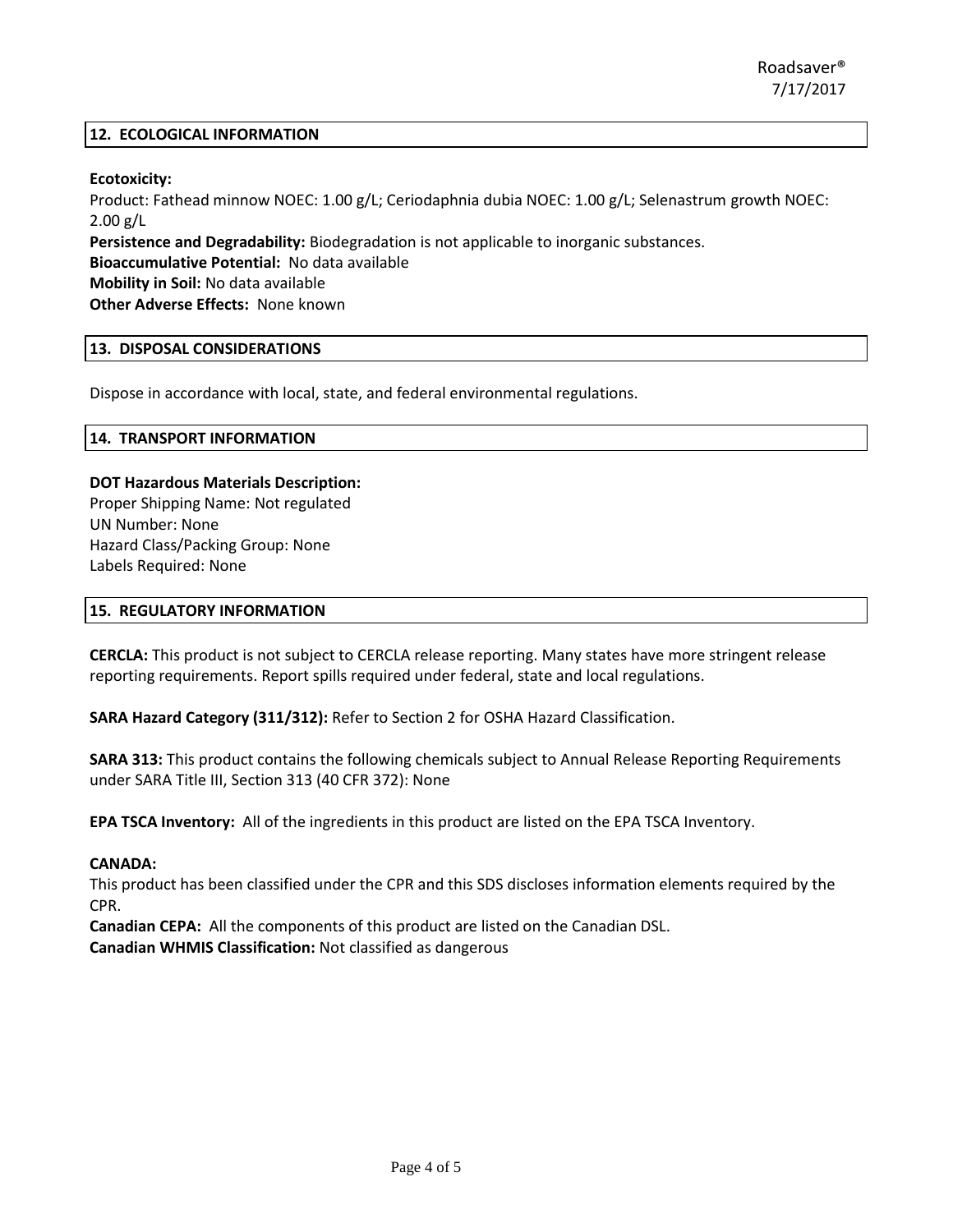## 12. ECOLOGICAL INFORMATION

**Ecotoxicity:**
Product: Fathead minnow NOEC: 1.00 g/L; Ceriodaphnia dubia NOEC: 1.00 g/L; Selenastrum growth NOEC: 2.00 g/L
**Persistence and Degradability:** Biodegradation is not applicable to inorganic substances.
**Bioaccumulative Potential:** No data available
**Mobility in Soil:** No data available
**Other Adverse Effects:** None known

## 13. DISPOSAL CONSIDERATIONS

Dispose in accordance with local, state, and federal environmental regulations.

## 14. TRANSPORT INFORMATION

**DOT Hazardous Materials Description:**
Proper Shipping Name: Not regulated
UN Number: None
Hazard Class/Packing Group: None
Labels Required: None

## 15. REGULATORY INFORMATION

**CERCLA:** This product is not subject to CERCLA release reporting. Many states have more stringent release reporting requirements. Report spills required under federal, state and local regulations.

**SARA Hazard Category (311/312):** Refer to Section 2 for OSHA Hazard Classification.

**SARA 313:** This product contains the following chemicals subject to Annual Release Reporting Requirements under SARA Title III, Section 313 (40 CFR 372): None

**EPA TSCA Inventory:** All of the ingredients in this product are listed on the EPA TSCA Inventory.

**CANADA:**
This product has been classified under the CPR and this SDS discloses information elements required by the CPR.
**Canadian CEPA:** All the components of this product are listed on the Canadian DSL.
**Canadian WHMIS Classification:** Not classified as dangerous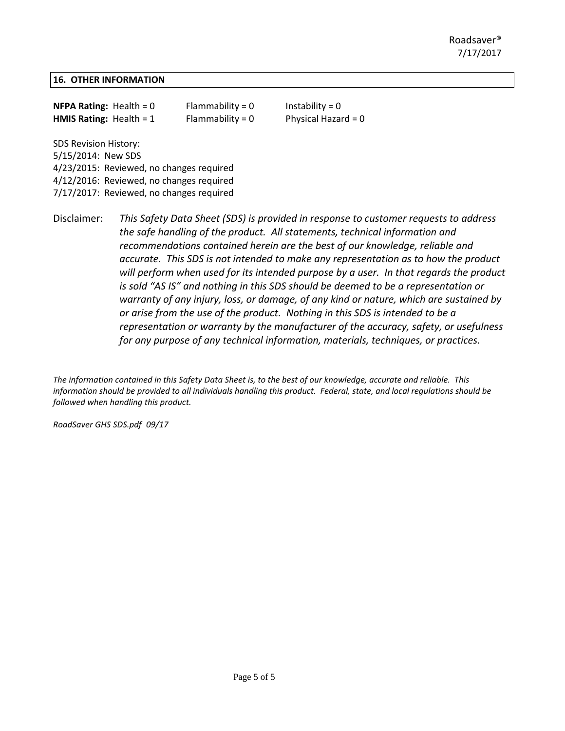## 16. OTHER INFORMATION

| | | |
|---|---|---|
| **NFPA Rating:** Health = 0 | Flammability = 0 | Instability = 0 |
| **HMIS Rating:** Health = 1 | Flammability = 0 | Physical Hazard = 0 |

SDS Revision History:
5/15/2014: New SDS
4/23/2015: Reviewed, no changes required
4/12/2016: Reviewed, no changes required
7/17/2017: Reviewed, no changes required

Disclaimer: *This Safety Data Sheet (SDS) is provided in response to customer requests to address the safe handling of the product. All statements, technical information and recommendations contained herein are the best of our knowledge, reliable and accurate. This SDS is not intended to make any representation as to how the product will perform when used for its intended purpose by a user. In that regards the product is sold "AS IS" and nothing in this SDS should be deemed to be a representation or warranty of any injury, loss, or damage, of any kind or nature, which are sustained by or arise from the use of the product. Nothing in this SDS is intended to be a representation or warranty by the manufacturer of the accuracy, safety, or usefulness for any purpose of any technical information, materials, techniques, or practices.*

*The information contained in this Safety Data Sheet is, to the best of our knowledge, accurate and reliable. This information should be provided to all individuals handling this product. Federal, state, and local regulations should be followed when handling this product.*

*RoadSaver GHS SDS.pdf 09/17*